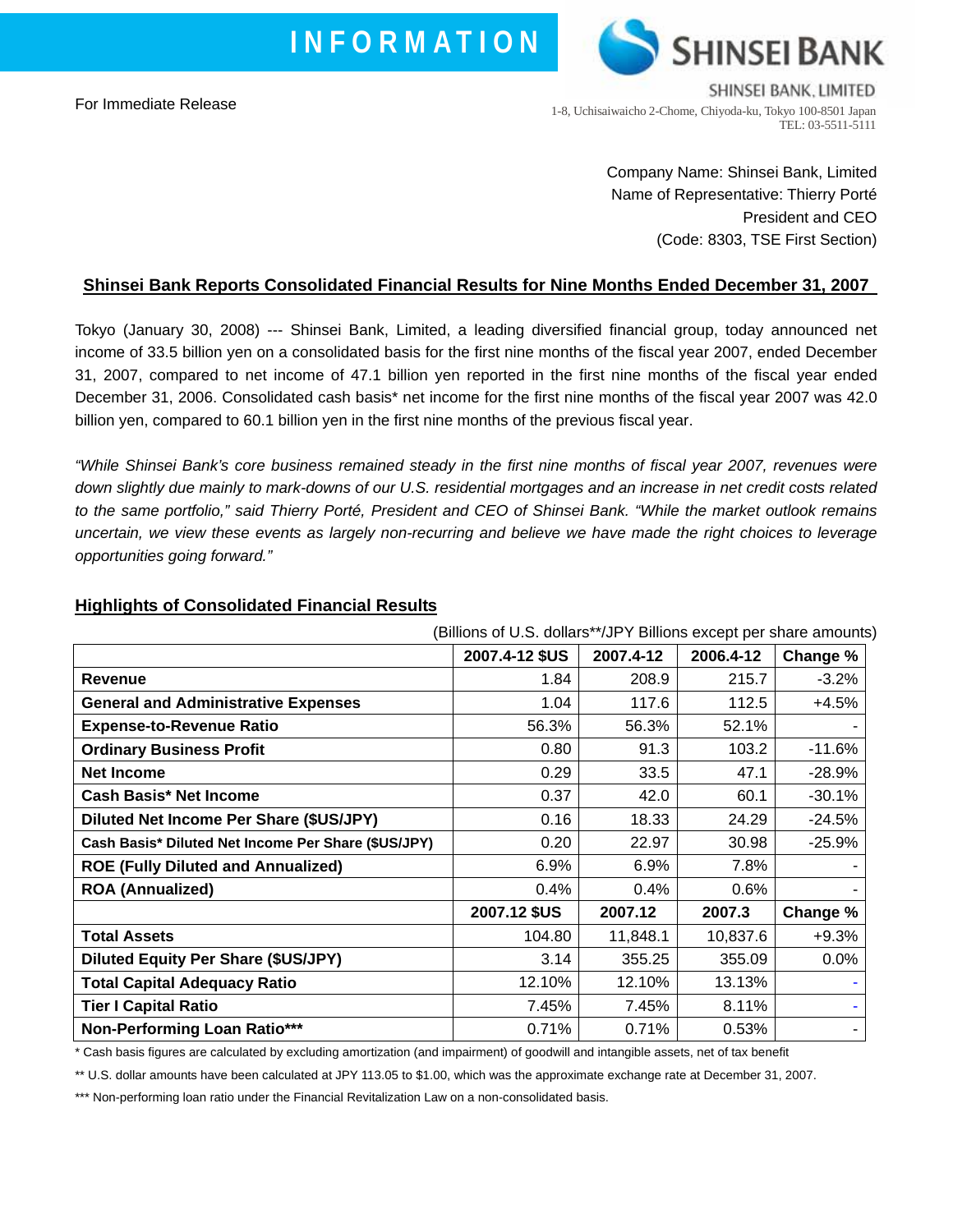INFORMATION

SHINSEI BANK

SHINSEI BANK, LIMITED
1-8, Uchisaiwaicho 2-Chome, Chiyoda-ku, Tokyo 100-8501 Japan
TEL: 03-5511-5111

For Immediate Release

Company Name: Shinsei Bank, Limited
Name of Representative: Thierry Porté
President and CEO
(Code: 8303, TSE First Section)

## Shinsei Bank Reports Consolidated Financial Results for Nine Months Ended December 31, 2007

Tokyo (January 30, 2008) --- Shinsei Bank, Limited, a leading diversified financial group, today announced net income of 33.5 billion yen on a consolidated basis for the first nine months of the fiscal year 2007, ended December 31, 2007, compared to net income of 47.1 billion yen reported in the first nine months of the fiscal year ended December 31, 2006. Consolidated cash basis* net income for the first nine months of the fiscal year 2007 was 42.0 billion yen, compared to 60.1 billion yen in the first nine months of the previous fiscal year.

*"While Shinsei Bank's core business remained steady in the first nine months of fiscal year 2007, revenues were down slightly due mainly to mark-downs of our U.S. residential mortgages and an increase in net credit costs related to the same portfolio," said Thierry Porté, President and CEO of Shinsei Bank. "While the market outlook remains uncertain, we view these events as largely non-recurring and believe we have made the right choices to leverage opportunities going forward."*

### Highlights of Consolidated Financial Results

(Billions of U.S. dollars**/JPY Billions except per share amounts)

| | 2007.4-12 $US | 2007.4-12 | 2006.4-12 | Change % |
|---|---|---|---|---|
| **Revenue** | 1.84 | 208.9 | 215.7 | -3.2% |
| **General and Administrative Expenses** | 1.04 | 117.6 | 112.5 | +4.5% |
| **Expense-to-Revenue Ratio** | 56.3% | 56.3% | 52.1% | - |
| **Ordinary Business Profit** | 0.80 | 91.3 | 103.2 | -11.6% |
| **Net Income** | 0.29 | 33.5 | 47.1 | -28.9% |
| **Cash Basis* Net Income** | 0.37 | 42.0 | 60.1 | -30.1% |
| **Diluted Net Income Per Share ($US/JPY)** | 0.16 | 18.33 | 24.29 | -24.5% |
| **Cash Basis* Diluted Net Income Per Share ($US/JPY)** | 0.20 | 22.97 | 30.98 | -25.9% |
| **ROE (Fully Diluted and Annualized)** | 6.9% | 6.9% | 7.8% | - |
| **ROA (Annualized)** | 0.4% | 0.4% | 0.6% | - |
| | **2007.12 $US** | **2007.12** | **2007.3** | **Change %** |
| **Total Assets** | 104.80 | 11,848.1 | 10,837.6 | +9.3% |
| **Diluted Equity Per Share ($US/JPY)** | 3.14 | 355.25 | 355.09 | 0.0% |
| **Total Capital Adequacy Ratio** | 12.10% | 12.10% | 13.13% | - |
| **Tier I Capital Ratio** | 7.45% | 7.45% | 8.11% | - |
| **Non-Performing Loan Ratio*** ** | 0.71% | 0.71% | 0.53% | - |

\* Cash basis figures are calculated by excluding amortization (and impairment) of goodwill and intangible assets, net of tax benefit

** U.S. dollar amounts have been calculated at JPY 113.05 to $1.00, which was the approximate exchange rate at December 31, 2007.

*** Non-performing loan ratio under the Financial Revitalization Law on a non-consolidated basis.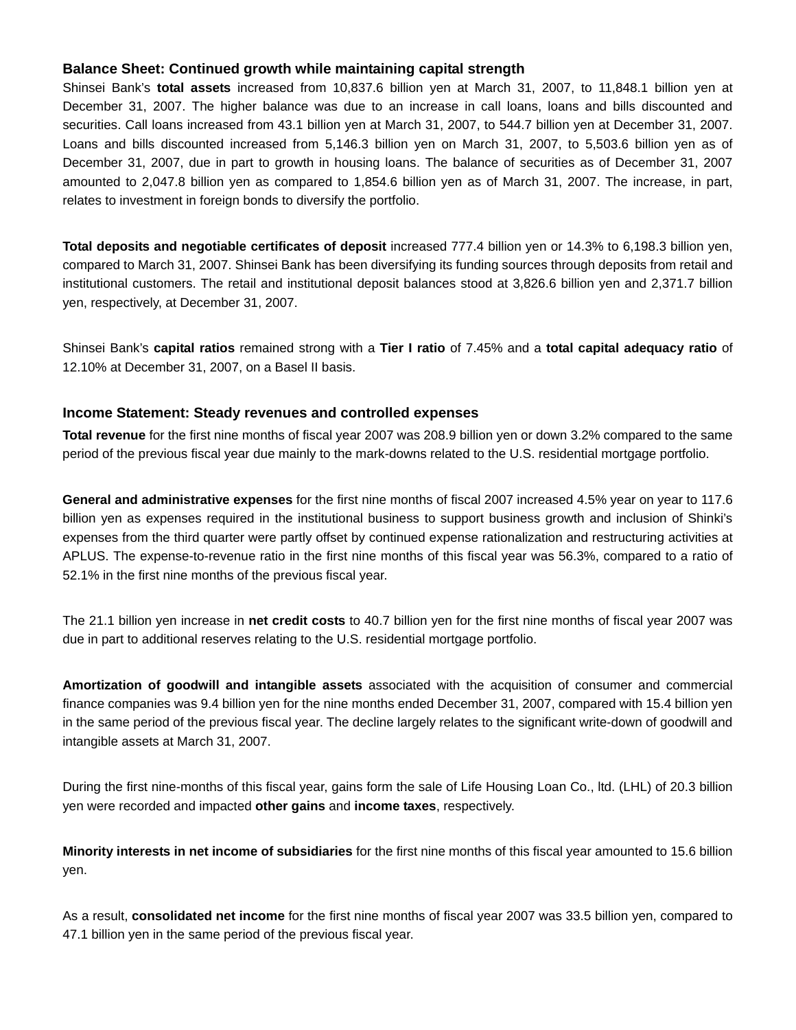## Balance Sheet: Continued growth while maintaining capital strength

Shinsei Bank's **total assets** increased from 10,837.6 billion yen at March 31, 2007, to 11,848.1 billion yen at December 31, 2007. The higher balance was due to an increase in call loans, loans and bills discounted and securities. Call loans increased from 43.1 billion yen at March 31, 2007, to 544.7 billion yen at December 31, 2007. Loans and bills discounted increased from 5,146.3 billion yen on March 31, 2007, to 5,503.6 billion yen as of December 31, 2007, due in part to growth in housing loans. The balance of securities as of December 31, 2007 amounted to 2,047.8 billion yen as compared to 1,854.6 billion yen as of March 31, 2007. The increase, in part, relates to investment in foreign bonds to diversify the portfolio.

**Total deposits and negotiable certificates of deposit** increased 777.4 billion yen or 14.3% to 6,198.3 billion yen, compared to March 31, 2007. Shinsei Bank has been diversifying its funding sources through deposits from retail and institutional customers. The retail and institutional deposit balances stood at 3,826.6 billion yen and 2,371.7 billion yen, respectively, at December 31, 2007.

Shinsei Bank's **capital ratios** remained strong with a **Tier I ratio** of 7.45% and a **total capital adequacy ratio** of 12.10% at December 31, 2007, on a Basel II basis.

## Income Statement: Steady revenues and controlled expenses

**Total revenue** for the first nine months of fiscal year 2007 was 208.9 billion yen or down 3.2% compared to the same period of the previous fiscal year due mainly to the mark-downs related to the U.S. residential mortgage portfolio.

**General and administrative expenses** for the first nine months of fiscal 2007 increased 4.5% year on year to 117.6 billion yen as expenses required in the institutional business to support business growth and inclusion of Shinki's expenses from the third quarter were partly offset by continued expense rationalization and restructuring activities at APLUS. The expense-to-revenue ratio in the first nine months of this fiscal year was 56.3%, compared to a ratio of 52.1% in the first nine months of the previous fiscal year.

The 21.1 billion yen increase in **net credit costs** to 40.7 billion yen for the first nine months of fiscal year 2007 was due in part to additional reserves relating to the U.S. residential mortgage portfolio.

**Amortization of goodwill and intangible assets** associated with the acquisition of consumer and commercial finance companies was 9.4 billion yen for the nine months ended December 31, 2007, compared with 15.4 billion yen in the same period of the previous fiscal year. The decline largely relates to the significant write-down of goodwill and intangible assets at March 31, 2007.

During the first nine-months of this fiscal year, gains form the sale of Life Housing Loan Co., ltd. (LHL) of 20.3 billion yen were recorded and impacted **other gains** and **income taxes**, respectively.

**Minority interests in net income of subsidiaries** for the first nine months of this fiscal year amounted to 15.6 billion yen.

As a result, **consolidated net income** for the first nine months of fiscal year 2007 was 33.5 billion yen, compared to 47.1 billion yen in the same period of the previous fiscal year.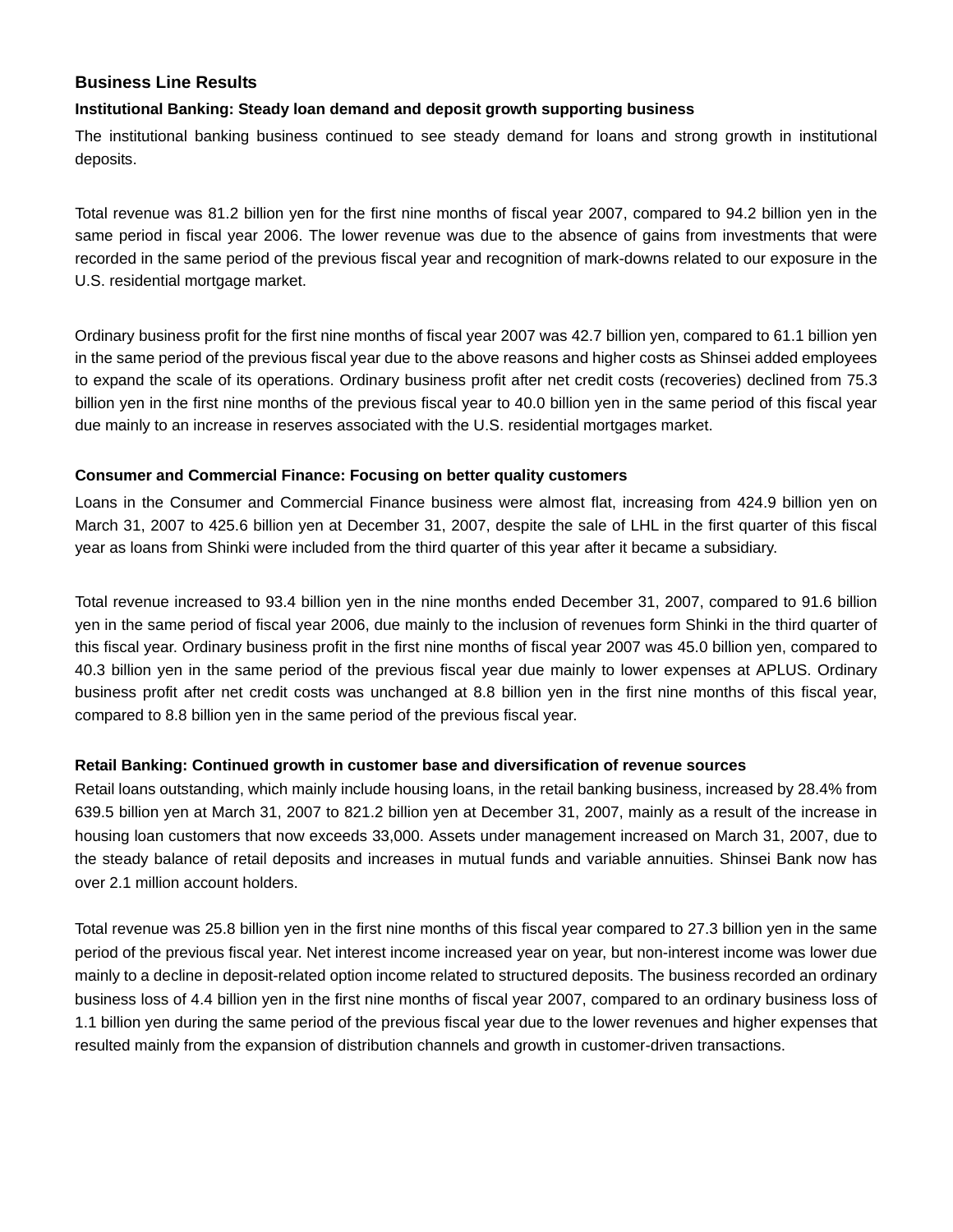## Business Line Results

### Institutional Banking: Steady loan demand and deposit growth supporting business

The institutional banking business continued to see steady demand for loans and strong growth in institutional deposits.

Total revenue was 81.2 billion yen for the first nine months of fiscal year 2007, compared to 94.2 billion yen in the same period in fiscal year 2006. The lower revenue was due to the absence of gains from investments that were recorded in the same period of the previous fiscal year and recognition of mark-downs related to our exposure in the U.S. residential mortgage market.

Ordinary business profit for the first nine months of fiscal year 2007 was 42.7 billion yen, compared to 61.1 billion yen in the same period of the previous fiscal year due to the above reasons and higher costs as Shinsei added employees to expand the scale of its operations. Ordinary business profit after net credit costs (recoveries) declined from 75.3 billion yen in the first nine months of the previous fiscal year to 40.0 billion yen in the same period of this fiscal year due mainly to an increase in reserves associated with the U.S. residential mortgages market.

### Consumer and Commercial Finance: Focusing on better quality customers

Loans in the Consumer and Commercial Finance business were almost flat, increasing from 424.9 billion yen on March 31, 2007 to 425.6 billion yen at December 31, 2007, despite the sale of LHL in the first quarter of this fiscal year as loans from Shinki were included from the third quarter of this year after it became a subsidiary.

Total revenue increased to 93.4 billion yen in the nine months ended December 31, 2007, compared to 91.6 billion yen in the same period of fiscal year 2006, due mainly to the inclusion of revenues form Shinki in the third quarter of this fiscal year. Ordinary business profit in the first nine months of fiscal year 2007 was 45.0 billion yen, compared to 40.3 billion yen in the same period of the previous fiscal year due mainly to lower expenses at APLUS. Ordinary business profit after net credit costs was unchanged at 8.8 billion yen in the first nine months of this fiscal year, compared to 8.8 billion yen in the same period of the previous fiscal year.

### Retail Banking: Continued growth in customer base and diversification of revenue sources

Retail loans outstanding, which mainly include housing loans, in the retail banking business, increased by 28.4% from 639.5 billion yen at March 31, 2007 to 821.2 billion yen at December 31, 2007, mainly as a result of the increase in housing loan customers that now exceeds 33,000. Assets under management increased on March 31, 2007, due to the steady balance of retail deposits and increases in mutual funds and variable annuities. Shinsei Bank now has over 2.1 million account holders.

Total revenue was 25.8 billion yen in the first nine months of this fiscal year compared to 27.3 billion yen in the same period of the previous fiscal year. Net interest income increased year on year, but non-interest income was lower due mainly to a decline in deposit-related option income related to structured deposits. The business recorded an ordinary business loss of 4.4 billion yen in the first nine months of fiscal year 2007, compared to an ordinary business loss of 1.1 billion yen during the same period of the previous fiscal year due to the lower revenues and higher expenses that resulted mainly from the expansion of distribution channels and growth in customer-driven transactions.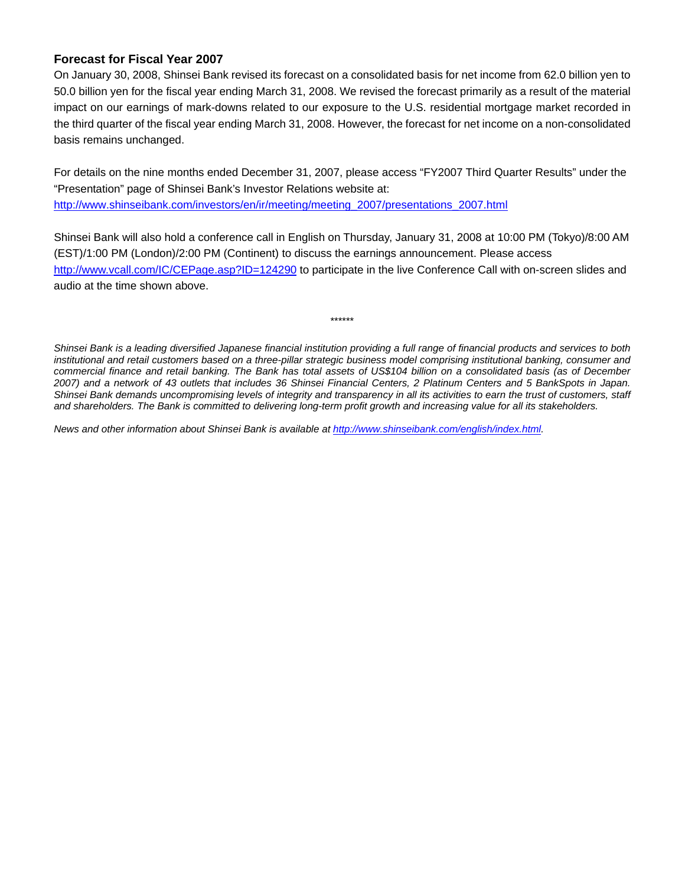## Forecast for Fiscal Year 2007

On January 30, 2008, Shinsei Bank revised its forecast on a consolidated basis for net income from 62.0 billion yen to 50.0 billion yen for the fiscal year ending March 31, 2008. We revised the forecast primarily as a result of the material impact on our earnings of mark-downs related to our exposure to the U.S. residential mortgage market recorded in the third quarter of the fiscal year ending March 31, 2008. However, the forecast for net income on a non-consolidated basis remains unchanged.

For details on the nine months ended December 31, 2007, please access "FY2007 Third Quarter Results" under the "Presentation" page of Shinsei Bank's Investor Relations website at:
http://www.shinseibank.com/investors/en/ir/meeting/meeting_2007/presentations_2007.html

Shinsei Bank will also hold a conference call in English on Thursday, January 31, 2008 at 10:00 PM (Tokyo)/8:00 AM (EST)/1:00 PM (London)/2:00 PM (Continent) to discuss the earnings announcement. Please access http://www.vcall.com/IC/CEPage.asp?ID=124290 to participate in the live Conference Call with on-screen slides and audio at the time shown above.

******

*Shinsei Bank is a leading diversified Japanese financial institution providing a full range of financial products and services to both institutional and retail customers based on a three-pillar strategic business model comprising institutional banking, consumer and commercial finance and retail banking. The Bank has total assets of US$104 billion on a consolidated basis (as of December 2007) and a network of 43 outlets that includes 36 Shinsei Financial Centers, 2 Platinum Centers and 5 BankSpots in Japan. Shinsei Bank demands uncompromising levels of integrity and transparency in all its activities to earn the trust of customers, staff and shareholders. The Bank is committed to delivering long-term profit growth and increasing value for all its stakeholders.*

*News and other information about Shinsei Bank is available at http://www.shinseibank.com/english/index.html.*